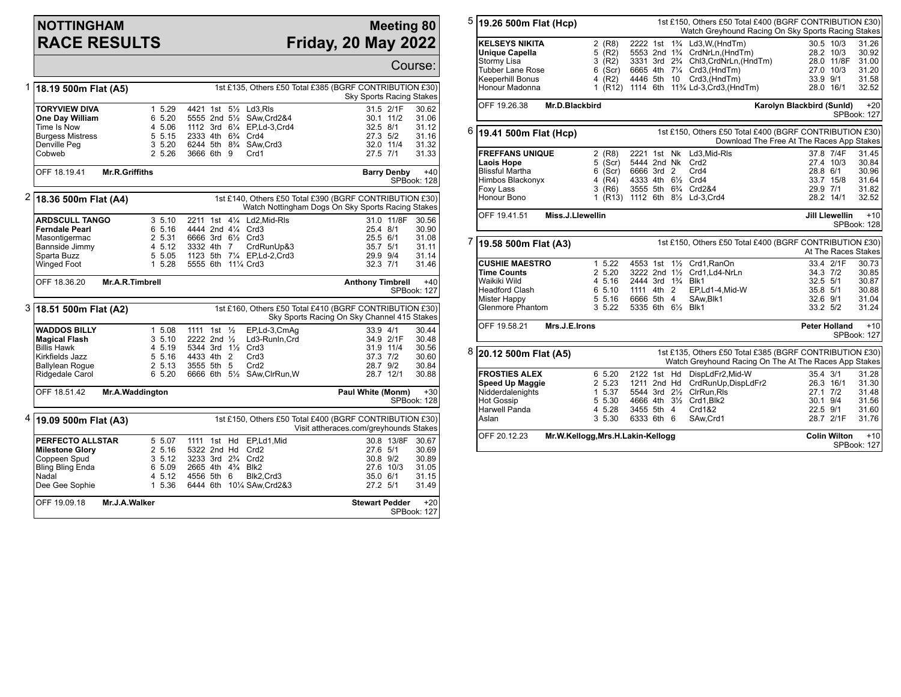# NOTTINGHAM RACE RESULTS

## Meeting 80 — Friday, 20 May 2022

Course:

### 1 — 18.19 500m Flat (A5)

1st £135, Others £50 Total £385 (BGRF CONTRIBUTION £30) Sky Sports Racing Stakes

| | | | | | | | | | |
|---|---|---|---|---|---|---|---|---|---|
| **TORYVIEW DIVA** | 1 | 5.29 | 4421 | 1st | 5½ | Ld3,Rls | 31.5 | 2/1F | 30.62 |
| **One Day William** | 6 | 5.20 | 5555 | 2nd | 5½ | SAw,Crd2&4 | 30.1 | 11/2 | 31.06 |
| Time Is Now | 4 | 5.06 | 1112 | 3rd | 6¼ | EP,Ld-3,Crd4 | 32.5 | 8/1 | 31.12 |
| Burgess Mistress | 5 | 5.15 | 2333 | 4th | 6¾ | Crd4 | 27.3 | 5/2 | 31.16 |
| Denville Peg | 3 | 5.20 | 6244 | 5th | 8¾ | SAw,Crd3 | 32.0 | 11/4 | 31.32 |
| Cobweb | 2 | 5.26 | 3666 | 6th | 9 | Crd1 | 27.5 | 7/1 | 31.33 |

OFF 18.19.41 **Mr.R.Griffiths** — **Barry Denby** +40 SPBook: 128

### 2 — 18.36 500m Flat (A4)

1st £140, Others £50 Total £390 (BGRF CONTRIBUTION £30) Watch Nottingham Dogs On Sky Sports Racing Stakes

| | | | | | | | | | |
|---|---|---|---|---|---|---|---|---|---|
| **ARDSCULL TANGO** | 3 | 5.10 | 2211 | 1st | 4¼ | Ld2,Mid-Rls | 31.0 | 11/8F | 30.56 |
| **Ferndale Pearl** | 6 | 5.16 | 4444 | 2nd | 4¼ | Crd3 | 25.4 | 8/1 | 30.90 |
| Masontigermac | 2 | 5.31 | 6666 | 3rd | 6½ | Crd3 | 25.5 | 6/1 | 31.08 |
| Bannside Jimmy | 4 | 5.12 | 3332 | 4th | 7 | CrdRunUp&3 | 35.7 | 5/1 | 31.11 |
| Sparta Buzz | 5 | 5.05 | 1123 | 5th | 7¼ | EP,Ld-2,Crd3 | 29.9 | 9/4 | 31.14 |
| Winged Foot | 1 | 5.28 | 5555 | 6th | 11¼ | Crd3 | 32.3 | 7/1 | 31.46 |

OFF 18.36.20 **Mr.A.R.Timbrell** — **Anthony Timbrell** +40 SPBook: 127

### 3 — 18.51 500m Flat (A2)

1st £160, Others £50 Total £410 (BGRF CONTRIBUTION £30) Sky Sports Racing On Sky Channel 415 Stakes

| | | | | | | | | | |
|---|---|---|---|---|---|---|---|---|---|
| **WADDOS BILLY** | 1 | 5.08 | 1111 | 1st | ½ | EP,Ld-3,CmAg | 33.9 | 4/1 | 30.44 |
| **Magical Flash** | 3 | 5.10 | 2222 | 2nd | ½ | Ld3-RunIn,Crd | 34.9 | 2/1F | 30.48 |
| Billis Hawk | 4 | 5.19 | 5344 | 3rd | 1½ | Crd3 | 31.9 | 11/4 | 30.56 |
| Kirkfields Jazz | 5 | 5.16 | 4433 | 4th | 2 | Crd3 | 37.3 | 7/2 | 30.60 |
| Ballylean Rogue | 2 | 5.13 | 3555 | 5th | 5 | Crd2 | 28.7 | 9/2 | 30.84 |
| Ridgedale Carol | 6 | 5.20 | 6666 | 6th | 5½ | SAw,ClrRun,W | 28.7 | 12/1 | 30.88 |

OFF 18.51.42 **Mr.A.Waddington** — **Paul White (Monm)** +30 SPBook: 128

### 4 — 19.09 500m Flat (A3)

1st £150, Others £50 Total £400 (BGRF CONTRIBUTION £30) Visit attheraces.com/greyhounds Stakes

| | | | | | | | | | |
|---|---|---|---|---|---|---|---|---|---|
| **PERFECTO ALLSTAR** | 5 | 5.07 | 1111 | 1st | Hd | EP,Ld1,Mid | 30.8 | 13/8F | 30.67 |
| **Milestone Glory** | 2 | 5.16 | 5322 | 2nd | Hd | Crd2 | 27.6 | 5/1 | 30.69 |
| Coppeen Spud | 3 | 5.12 | 3233 | 3rd | 2¾ | Crd2 | 30.8 | 9/2 | 30.89 |
| Bling Bling Enda | 6 | 5.09 | 2665 | 4th | 4¾ | Blk2 | 27.6 | 10/3 | 31.05 |
| Nadal | 4 | 5.12 | 4556 | 5th | 6 | Blk2,Crd3 | 35.0 | 6/1 | 31.15 |
| Dee Gee Sophie | 1 | 5.36 | 6444 | 6th | 10¼ | SAw,Crd2&3 | 27.2 | 5/1 | 31.49 |

OFF 19.09.18 **Mr.J.A.Walker** — **Stewart Pedder** +20 SPBook: 127

### 5 — 19.26 500m Flat (Hcp)

1st £150, Others £50 Total £400 (BGRF CONTRIBUTION £30) Watch Greyhound Racing On Sky Sports Racing Stakes

| | | | | | | | | | |
|---|---|---|---|---|---|---|---|---|---|
| **KELSEYS NIKITA** | 2 | (R8) | 2222 | 1st | 1¾ | Ld3,W,(HndTm) | 30.5 | 10/3 | 31.26 |
| **Unique Capella** | 5 | (R2) | 5553 | 2nd | 1¾ | CrdNrLn,(HndTm) | 28.2 | 10/3 | 30.92 |
| Stormy Lisa | 3 | (R2) | 3331 | 3rd | 2¾ | Chl3,CrdNrLn,(HndTm) | 28.0 | 11/8F | 31.00 |
| Tubber Lane Rose | 6 | (Scr) | 6665 | 4th | 7¼ | Crd3,(HndTm) | 27.0 | 10/3 | 31.20 |
| Keeperhill Bonus | 4 | (R2) | 4446 | 5th | 10 | Crd3,(HndTm) | 33.9 | 9/1 | 31.58 |
| Honour Madonna | 1 | (R12) | 1114 | 6th | 11¾ | Ld-3,Crd3,(HndTm) | 28.0 | 16/1 | 32.52 |

OFF 19.26.38 **Mr.D.Blackbird** — **Karolyn Blackbird (Sunld)** +20 SPBook: 127

### 6 — 19.41 500m Flat (Hcp)

1st £150, Others £50 Total £400 (BGRF CONTRIBUTION £30) Download The Free At The Races App Stakes

| | | | | | | | | | |
|---|---|---|---|---|---|---|---|---|---|
| **FREFFANS UNIQUE** | 2 | (R8) | 2221 | 1st | Nk | Ld3,Mid-Rls | 37.8 | 7/4F | 31.45 |
| **Laois Hope** | 5 | (Scr) | 5444 | 2nd | Nk | Crd2 | 27.4 | 10/3 | 30.84 |
| Blissful Martha | 6 | (Scr) | 6666 | 3rd | 2 | Crd4 | 28.8 | 6/1 | 30.96 |
| Himbos Blackonyx | 4 | (R4) | 4333 | 4th | 6½ | Crd4 | 33.7 | 15/8 | 31.64 |
| Foxy Lass | 3 | (R6) | 3555 | 5th | 6¾ | Crd2&4 | 29.9 | 7/1 | 31.82 |
| Honour Bono | 1 | (R13) | 1112 | 6th | 8½ | Ld-3,Crd4 | 28.2 | 14/1 | 32.52 |

OFF 19.41.51 **Miss.J.Llewellin** — **Jill Llewellin** +10 SPBook: 128

### 7 — 19.58 500m Flat (A3)

1st £150, Others £50 Total £400 (BGRF CONTRIBUTION £30) At The Races Stakes

| | | | | | | | | | |
|---|---|---|---|---|---|---|---|---|---|
| **CUSHIE MAESTRO** | 1 | 5.22 | 4553 | 1st | 1½ | Crd1,RanOn | 33.4 | 2/1F | 30.73 |
| **Time Counts** | 2 | 5.20 | 3222 | 2nd | 1½ | Crd1,Ld4-NrLn | 34.3 | 7/2 | 30.85 |
| Waikiki Wild | 4 | 5.16 | 2444 | 3rd | 1¾ | Blk1 | 32.5 | 5/1 | 30.87 |
| Headford Clash | 6 | 5.10 | 1111 | 4th | 2 | EP,Ld1-4,Mid-W | 35.8 | 5/1 | 30.88 |
| Mister Happy | 5 | 5.16 | 6666 | 5th | 4 | SAw,Blk1 | 32.6 | 9/1 | 31.04 |
| Glenmore Phantom | 3 | 5.22 | 5335 | 6th | 6½ | Blk1 | 33.2 | 5/2 | 31.24 |

OFF 19.58.21 **Mrs.J.E.Irons** — **Peter Holland** +10 SPBook: 127

### 8 — 20.12 500m Flat (A5)

1st £135, Others £50 Total £385 (BGRF CONTRIBUTION £30) Watch Greyhound Racing On The At The Races App Stakes

| | | | | | | | | | |
|---|---|---|---|---|---|---|---|---|---|
| **FROSTIES ALEX** | 6 | 5.20 | 2122 | 1st | Hd | DispLdFr2,Mid-W | 35.4 | 3/1 | 31.28 |
| **Speed Up Maggie** | 2 | 5.23 | 1211 | 2nd | Hd | CrdRunUp,DispLdFr2 | 26.3 | 16/1 | 31.30 |
| Nidderdalenights | 1 | 5.37 | 5544 | 3rd | 2½ | ClrRun,Rls | 27.1 | 7/2 | 31.48 |
| Hot Gossip | 5 | 5.30 | 4666 | 4th | 3½ | Crd1,Blk2 | 30.1 | 9/4 | 31.56 |
| Harwell Panda | 4 | 5.28 | 3455 | 5th | 4 | Crd1&2 | 22.5 | 9/1 | 31.60 |
| Aslan | 3 | 5.30 | 6333 | 6th | 6 | SAw,Crd1 | 28.7 | 2/1F | 31.76 |

OFF 20.12.23 **Mr.W.Kellogg,Mrs.H.Lakin-Kellogg** — **Colin Wilton** +10 SPBook: 127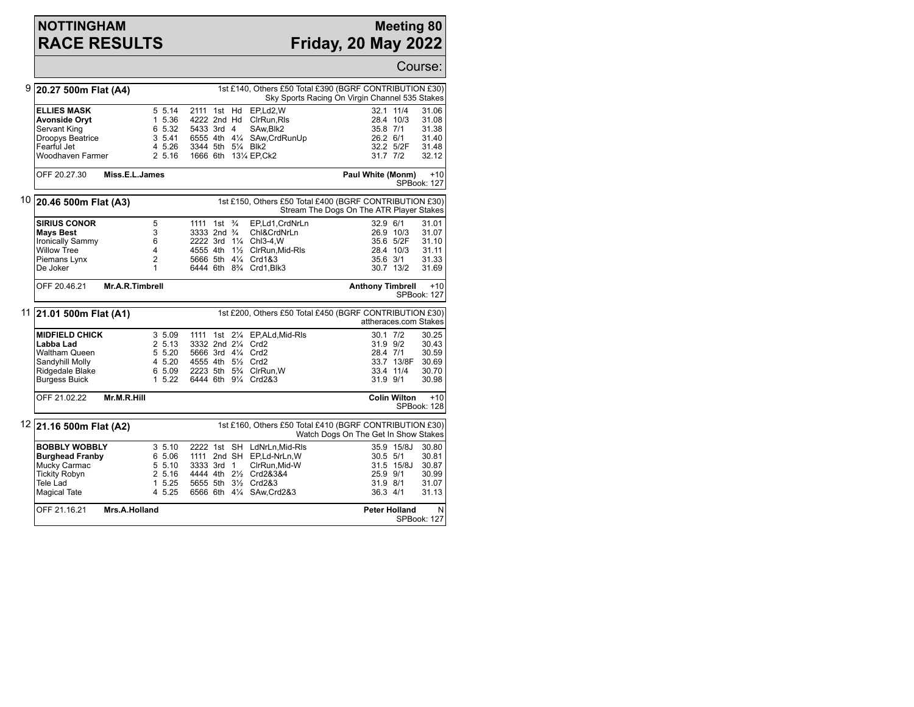# NOTTINGHAM RACE RESULTS

**Meeting 80**
**Friday, 20 May 2022**

Course:

## 9 20.27 500m Flat (A4)

1st £140, Others £50 Total £390 (BGRF CONTRIBUTION £30)
Sky Sports Racing On Virgin Channel 535 Stakes

| | | | | | | | | | | |
|---|---|---|---|---|---|---|---|---|---|---|
| **ELLIES MASK** | 5 | 5.14 | 2111 | 1st | Hd | EP,Ld2,W | 32.1 | 11/4 | 31.06 |
| **Avonside Oryt** | 1 | 5.36 | 4222 | 2nd | Hd | ClrRun,Rls | 28.4 | 10/3 | 31.08 |
| Servant King | 6 | 5.32 | 5433 | 3rd | 4 | SAw,Blk2 | 35.8 | 7/1 | 31.38 |
| Droopys Beatrice | 3 | 5.41 | 6555 | 4th | 4¼ | SAw,CrdRunUp | 26.2 | 6/1 | 31.40 |
| Fearful Jet | 4 | 5.26 | 3344 | 5th | 5¼ | Blk2 | 32.2 | 5/2F | 31.48 |
| Woodhaven Farmer | 2 | 5.16 | 1666 | 6th | 13¼ | EP,Ck2 | 31.7 | 7/2 | 32.12 |

OFF 20.27.30 **Miss.E.L.James** **Paul White (Monm)** +10
SPBook: 127

## 10 20.46 500m Flat (A3)

1st £150, Others £50 Total £400 (BGRF CONTRIBUTION £30)
Stream The Dogs On The ATR Player Stakes

| | | | | | | | | | | |
|---|---|---|---|---|---|---|---|---|---|---|
| **SIRIUS CONOR** | 5 | | 1111 | 1st | ¾ | EP,Ld1,CrdNrLn | 32.9 | 6/1 | 31.01 |
| **Mays Best** | 3 | | 3333 | 2nd | ¾ | Chl&CrdNrLn | 26.9 | 10/3 | 31.07 |
| Ironically Sammy | 6 | | 2222 | 3rd | 1¼ | Chl3-4,W | 35.6 | 5/2F | 31.10 |
| Willow Tree | 4 | | 4555 | 4th | 1½ | ClrRun,Mid-Rls | 28.4 | 10/3 | 31.11 |
| Piemans Lynx | 2 | | 5666 | 5th | 4¼ | Crd1&3 | 35.6 | 3/1 | 31.33 |
| De Joker | 1 | | 6444 | 6th | 8¾ | Crd1,Blk3 | 30.7 | 13/2 | 31.69 |

OFF 20.46.21 **Mr.A.R.Timbrell** **Anthony Timbrell** +10
SPBook: 127

## 11 21.01 500m Flat (A1)

1st £200, Others £50 Total £450 (BGRF CONTRIBUTION £30)
attheraces.com Stakes

| | | | | | | | | | | |
|---|---|---|---|---|---|---|---|---|---|---|
| **MIDFIELD CHICK** | 3 | 5.09 | 1111 | 1st | 2¼ | EP,ALd,Mid-Rls | 30.1 | 7/2 | 30.25 |
| **Labba Lad** | 2 | 5.13 | 3332 | 2nd | 2¼ | Crd2 | 31.9 | 9/2 | 30.43 |
| Waltham Queen | 5 | 5.20 | 5666 | 3rd | 4¼ | Crd2 | 28.4 | 7/1 | 30.59 |
| Sandyhill Molly | 4 | 5.20 | 4555 | 4th | 5½ | Crd2 | 33.7 | 13/8F | 30.69 |
| Ridgedale Blake | 6 | 5.09 | 2223 | 5th | 5¾ | ClrRun,W | 33.4 | 11/4 | 30.70 |
| Burgess Buick | 1 | 5.22 | 6444 | 6th | 9¼ | Crd2&3 | 31.9 | 9/1 | 30.98 |

OFF 21.02.22 **Mr.M.R.Hill** **Colin Wilton** +10
SPBook: 128

## 12 21.16 500m Flat (A2)

1st £160, Others £50 Total £410 (BGRF CONTRIBUTION £30)
Watch Dogs On The Get In Show Stakes

| | | | | | | | | | | |
|---|---|---|---|---|---|---|---|---|---|---|
| **BOBBLY WOBBLY** | 3 | 5.10 | 2222 | 1st | SH | LdNrLn,Mid-Rls | 35.9 | 15/8J | 30.80 |
| **Burghead Franby** | 6 | 5.06 | 1111 | 2nd | SH | EP,Ld-NrLn,W | 30.5 | 5/1 | 30.81 |
| Mucky Carmac | 5 | 5.10 | 3333 | 3rd | 1 | ClrRun,Mid-W | 31.5 | 15/8J | 30.87 |
| Tickity Robyn | 2 | 5.16 | 4444 | 4th | 2½ | Crd2&3&4 | 25.9 | 9/1 | 30.99 |
| Tele Lad | 1 | 5.25 | 5655 | 5th | 3½ | Crd2&3 | 31.9 | 8/1 | 31.07 |
| Magical Tate | 4 | 5.25 | 6566 | 6th | 4¼ | SAw,Crd2&3 | 36.3 | 4/1 | 31.13 |

OFF 21.16.21 **Mrs.A.Holland** **Peter Holland** N
SPBook: 127